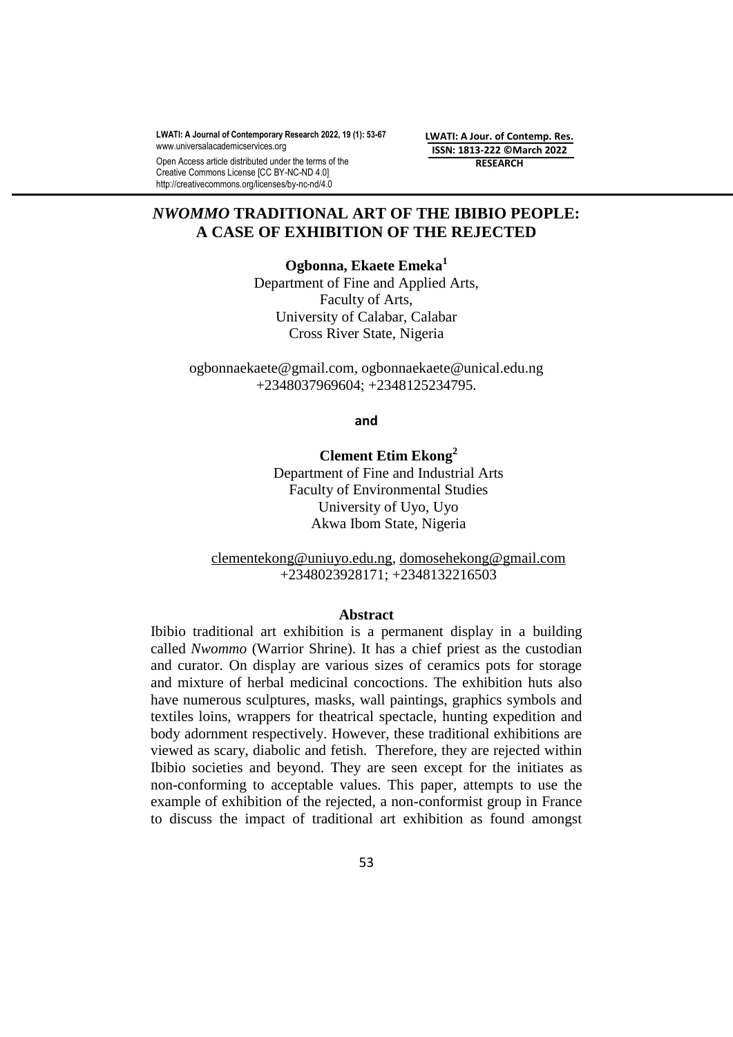# *NWOMMO* TRADITIONAL ART OF THE IBIBIO PEOPLE: A CASE OF EXHIBITION OF THE REJECTED

**Ogbonna, Ekaete Emeka**[1]

Department of Fine and Applied Arts,
Faculty of Arts,
University of Calabar, Calabar
Cross River State, Nigeria

ogbonnaekaete@gmail.com, ogbonnaekaete@unical.edu.ng
+2348037969604; +2348125234795.

**and**

**Clement Etim Ekong**[2]

Department of Fine and Industrial Arts
Faculty of Environmental Studies
University of Uyo, Uyo
Akwa Ibom State, Nigeria

clementekong@uniuyo.edu.ng, domosehekong@gmail.com
+2348023928171; +2348132216503

## Abstract

Ibibio traditional art exhibition is a permanent display in a building called *Nwommo* (Warrior Shrine). It has a chief priest as the custodian and curator. On display are various sizes of ceramics pots for storage and mixture of herbal medicinal concoctions. The exhibition huts also have numerous sculptures, masks, wall paintings, graphics symbols and textiles loins, wrappers for theatrical spectacle, hunting expedition and body adornment respectively. However, these traditional exhibitions are viewed as scary, diabolic and fetish. Therefore, they are rejected within Ibibio societies and beyond. They are seen except for the initiates as non-conforming to acceptable values. This paper, attempts to use the example of exhibition of the rejected, a non-conformist group in France to discuss the impact of traditional art exhibition as found amongst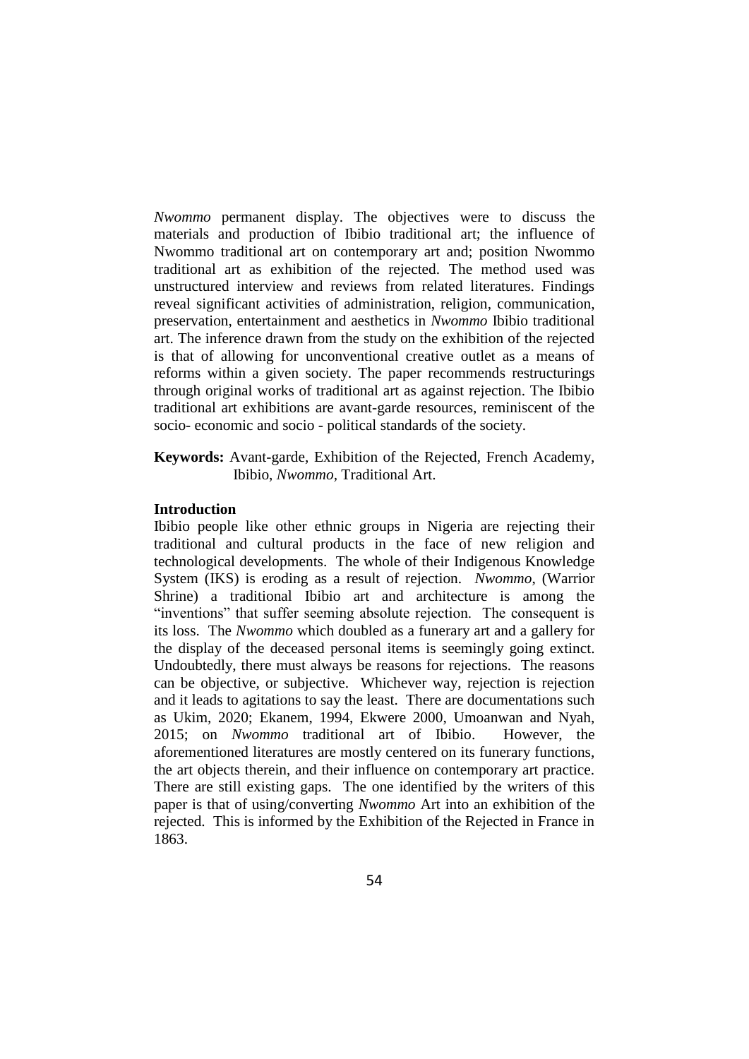*Nwommo* permanent display. The objectives were to discuss the materials and production of Ibibio traditional art; the influence of Nwommo traditional art on contemporary art and; position Nwommo traditional art as exhibition of the rejected. The method used was unstructured interview and reviews from related literatures. Findings reveal significant activities of administration, religion, communication, preservation, entertainment and aesthetics in *Nwommo* Ibibio traditional art. The inference drawn from the study on the exhibition of the rejected is that of allowing for unconventional creative outlet as a means of reforms within a given society. The paper recommends restructurings through original works of traditional art as against rejection. The Ibibio traditional art exhibitions are avant-garde resources, reminiscent of the socio- economic and socio - political standards of the society.

**Keywords:** Avant-garde, Exhibition of the Rejected, French Academy, Ibibio, *Nwommo*, Traditional Art.

## Introduction

Ibibio people like other ethnic groups in Nigeria are rejecting their traditional and cultural products in the face of new religion and technological developments. The whole of their Indigenous Knowledge System (IKS) is eroding as a result of rejection. *Nwommo*, (Warrior Shrine) a traditional Ibibio art and architecture is among the "inventions" that suffer seeming absolute rejection. The consequent is its loss. The *Nwommo* which doubled as a funerary art and a gallery for the display of the deceased personal items is seemingly going extinct. Undoubtedly, there must always be reasons for rejections. The reasons can be objective, or subjective. Whichever way, rejection is rejection and it leads to agitations to say the least. There are documentations such as Ukim, 2020; Ekanem, 1994, Ekwere 2000, Umoanwan and Nyah, 2015; on *Nwommo* traditional art of Ibibio. However, the aforementioned literatures are mostly centered on its funerary functions, the art objects therein, and their influence on contemporary art practice. There are still existing gaps. The one identified by the writers of this paper is that of using/converting *Nwommo* Art into an exhibition of the rejected. This is informed by the Exhibition of the Rejected in France in 1863.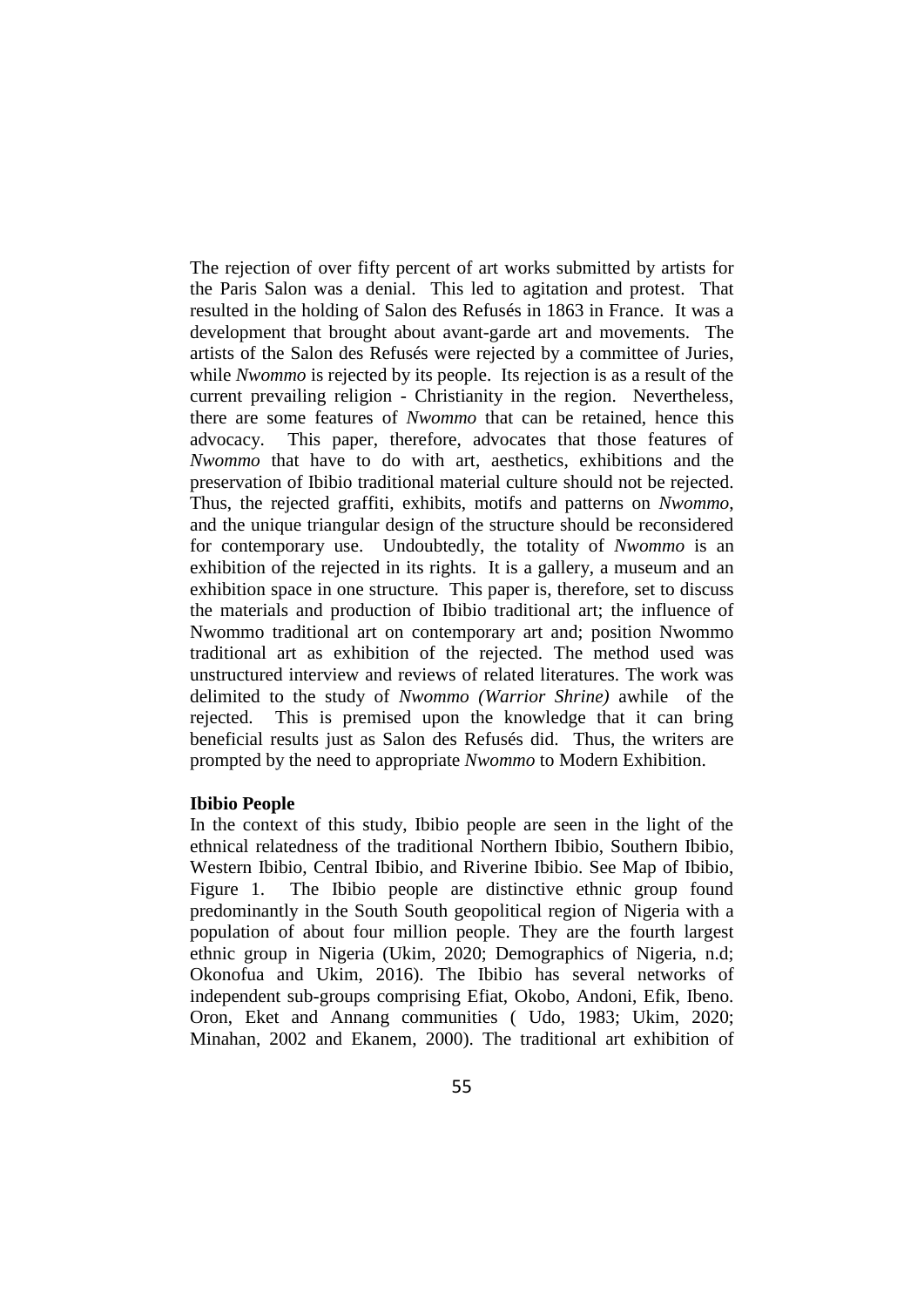The rejection of over fifty percent of art works submitted by artists for the Paris Salon was a denial. This led to agitation and protest. That resulted in the holding of Salon des Refusés in 1863 in France. It was a development that brought about avant-garde art and movements. The artists of the Salon des Refusés were rejected by a committee of Juries, while *Nwommo* is rejected by its people. Its rejection is as a result of the current prevailing religion - Christianity in the region. Nevertheless, there are some features of *Nwommo* that can be retained, hence this advocacy. This paper, therefore, advocates that those features of *Nwommo* that have to do with art, aesthetics, exhibitions and the preservation of Ibibio traditional material culture should not be rejected. Thus, the rejected graffiti, exhibits, motifs and patterns on *Nwommo*, and the unique triangular design of the structure should be reconsidered for contemporary use. Undoubtedly, the totality of *Nwommo* is an exhibition of the rejected in its rights. It is a gallery, a museum and an exhibition space in one structure. This paper is, therefore, set to discuss the materials and production of Ibibio traditional art; the influence of Nwommo traditional art on contemporary art and; position Nwommo traditional art as exhibition of the rejected. The method used was unstructured interview and reviews of related literatures. The work was delimited to the study of *Nwommo (Warrior Shrine)* awhile of the rejected. This is premised upon the knowledge that it can bring beneficial results just as Salon des Refusés did. Thus, the writers are prompted by the need to appropriate *Nwommo* to Modern Exhibition.

**Ibibio People**

In the context of this study, Ibibio people are seen in the light of the ethnical relatedness of the traditional Northern Ibibio, Southern Ibibio, Western Ibibio, Central Ibibio, and Riverine Ibibio. See Map of Ibibio, Figure 1. The Ibibio people are distinctive ethnic group found predominantly in the South South geopolitical region of Nigeria with a population of about four million people. They are the fourth largest ethnic group in Nigeria (Ukim, 2020; Demographics of Nigeria, n.d; Okonofua and Ukim, 2016). The Ibibio has several networks of independent sub-groups comprising Efiat, Okobo, Andoni, Efik, Ibeno. Oron, Eket and Annang communities ( Udo, 1983; Ukim, 2020; Minahan, 2002 and Ekanem, 2000). The traditional art exhibition of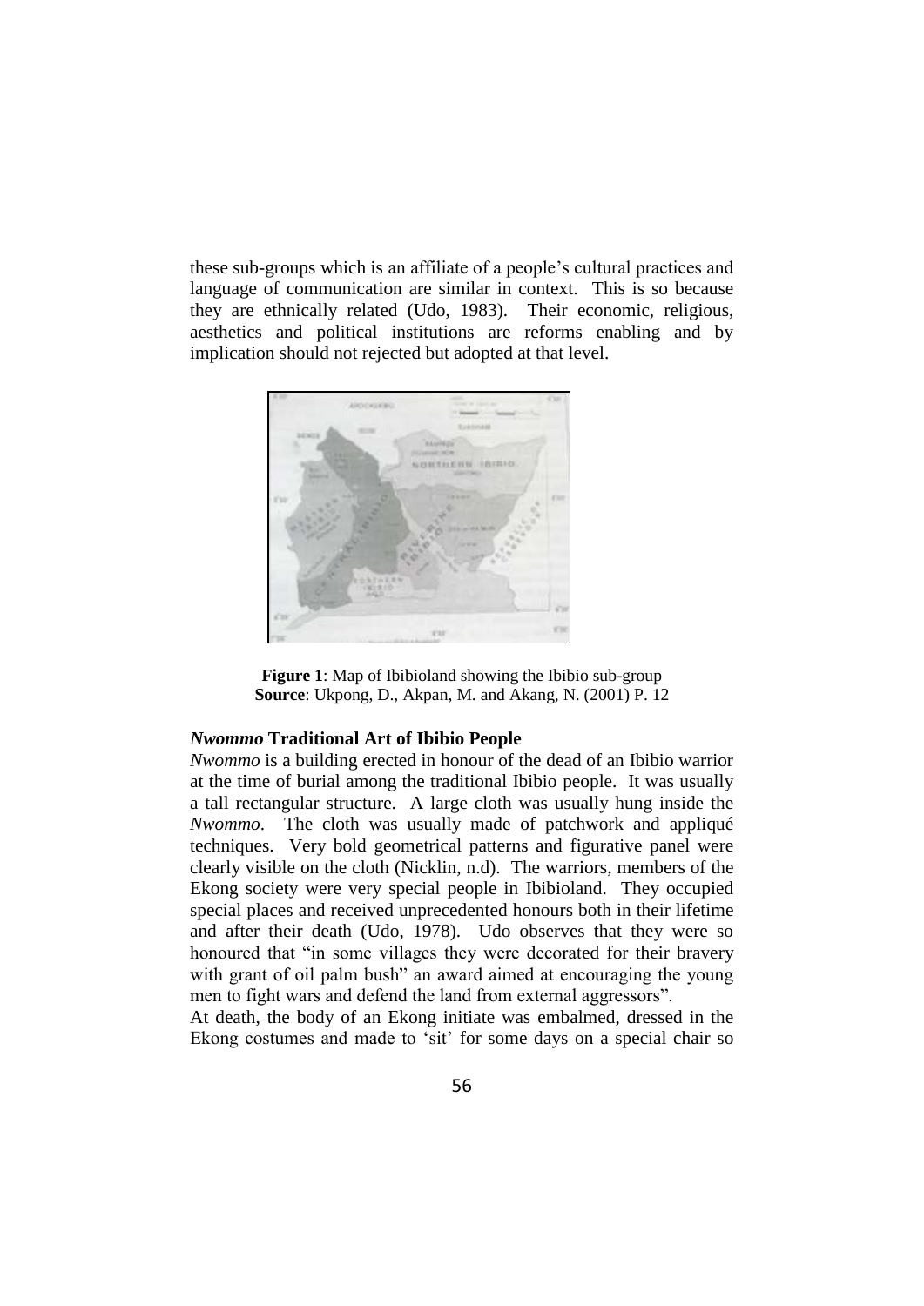these sub-groups which is an affiliate of a people's cultural practices and language of communication are similar in context. This is so because they are ethnically related (Udo, 1983). Their economic, religious, aesthetics and political institutions are reforms enabling and by implication should not rejected but adopted at that level.

**Figure 1**: Map of Ibibioland showing the Ibibio sub-group
**Source**: Ukpong, D., Akpan, M. and Akang, N. (2001) P. 12

### *Nwommo* Traditional Art of Ibibio People

*Nwommo* is a building erected in honour of the dead of an Ibibio warrior at the time of burial among the traditional Ibibio people. It was usually a tall rectangular structure. A large cloth was usually hung inside the *Nwommo*. The cloth was usually made of patchwork and appliqué techniques. Very bold geometrical patterns and figurative panel were clearly visible on the cloth (Nicklin, n.d). The warriors, members of the Ekong society were very special people in Ibibioland. They occupied special places and received unprecedented honours both in their lifetime and after their death (Udo, 1978). Udo observes that they were so honoured that "in some villages they were decorated for their bravery with grant of oil palm bush" an award aimed at encouraging the young men to fight wars and defend the land from external aggressors".

At death, the body of an Ekong initiate was embalmed, dressed in the Ekong costumes and made to 'sit' for some days on a special chair so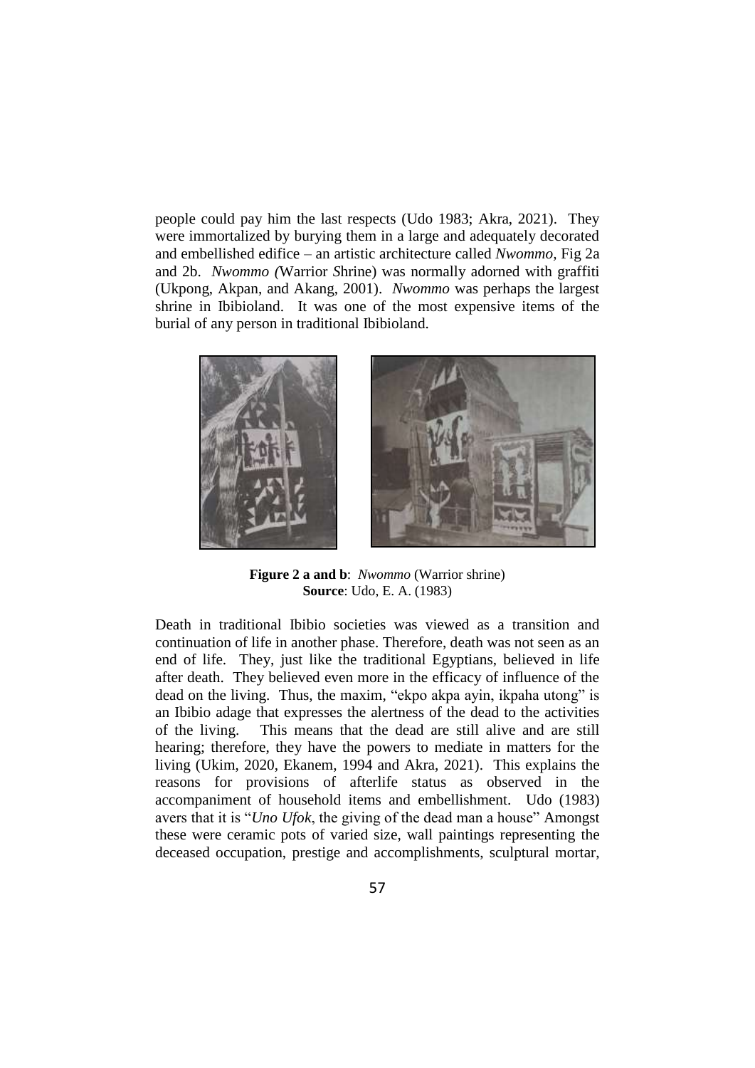people could pay him the last respects (Udo 1983; Akra, 2021). They were immortalized by burying them in a large and adequately decorated and embellished edifice – an artistic architecture called *Nwommo*, Fig 2a and 2b. *Nwommo (*Warrior *S*hrine) was normally adorned with graffiti (Ukpong, Akpan, and Akang, 2001). *Nwommo* was perhaps the largest shrine in Ibibioland. It was one of the most expensive items of the burial of any person in traditional Ibibioland.

**Figure 2 a and b**: *Nwommo* (Warrior shrine)
**Source**: Udo, E. A. (1983)

Death in traditional Ibibio societies was viewed as a transition and continuation of life in another phase. Therefore, death was not seen as an end of life. They, just like the traditional Egyptians, believed in life after death. They believed even more in the efficacy of influence of the dead on the living. Thus, the maxim, "ekpo akpa ayin, ikpaha utong" is an Ibibio adage that expresses the alertness of the dead to the activities of the living. This means that the dead are still alive and are still hearing; therefore, they have the powers to mediate in matters for the living (Ukim, 2020, Ekanem, 1994 and Akra, 2021). This explains the reasons for provisions of afterlife status as observed in the accompaniment of household items and embellishment. Udo (1983) avers that it is "*Uno Ufok*, the giving of the dead man a house" Amongst these were ceramic pots of varied size, wall paintings representing the deceased occupation, prestige and accomplishments, sculptural mortar,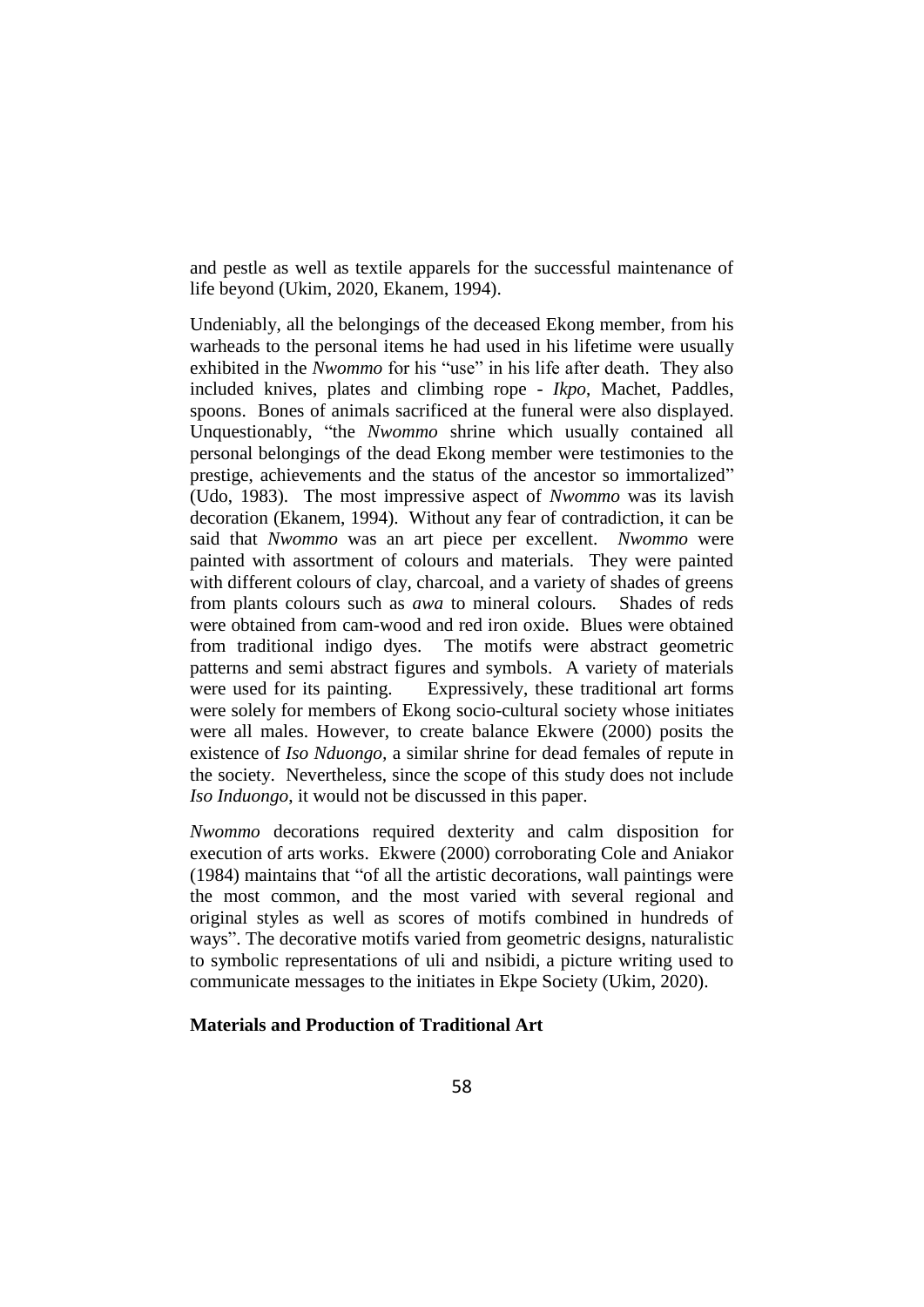and pestle as well as textile apparels for the successful maintenance of life beyond (Ukim, 2020, Ekanem, 1994).

Undeniably, all the belongings of the deceased Ekong member, from his warheads to the personal items he had used in his lifetime were usually exhibited in the *Nwommo* for his "use" in his life after death. They also included knives, plates and climbing rope - *Ikpo*, Machet, Paddles, spoons. Bones of animals sacrificed at the funeral were also displayed. Unquestionably, "the *Nwommo* shrine which usually contained all personal belongings of the dead Ekong member were testimonies to the prestige, achievements and the status of the ancestor so immortalized" (Udo, 1983). The most impressive aspect of *Nwommo* was its lavish decoration (Ekanem, 1994). Without any fear of contradiction, it can be said that *Nwommo* was an art piece per excellent. *Nwommo* were painted with assortment of colours and materials. They were painted with different colours of clay, charcoal, and a variety of shades of greens from plants colours such as *awa* to mineral colours. Shades of reds were obtained from cam-wood and red iron oxide. Blues were obtained from traditional indigo dyes. The motifs were abstract geometric patterns and semi abstract figures and symbols. A variety of materials were used for its painting. Expressively, these traditional art forms were solely for members of Ekong socio-cultural society whose initiates were all males. However, to create balance Ekwere (2000) posits the existence of *Iso Nduongo,* a similar shrine for dead females of repute in the society. Nevertheless, since the scope of this study does not include *Iso Induongo*, it would not be discussed in this paper.

*Nwommo* decorations required dexterity and calm disposition for execution of arts works. Ekwere (2000) corroborating Cole and Aniakor (1984) maintains that "of all the artistic decorations, wall paintings were the most common, and the most varied with several regional and original styles as well as scores of motifs combined in hundreds of ways". The decorative motifs varied from geometric designs, naturalistic to symbolic representations of uli and nsibidi, a picture writing used to communicate messages to the initiates in Ekpe Society (Ukim, 2020).

**Materials and Production of Traditional Art**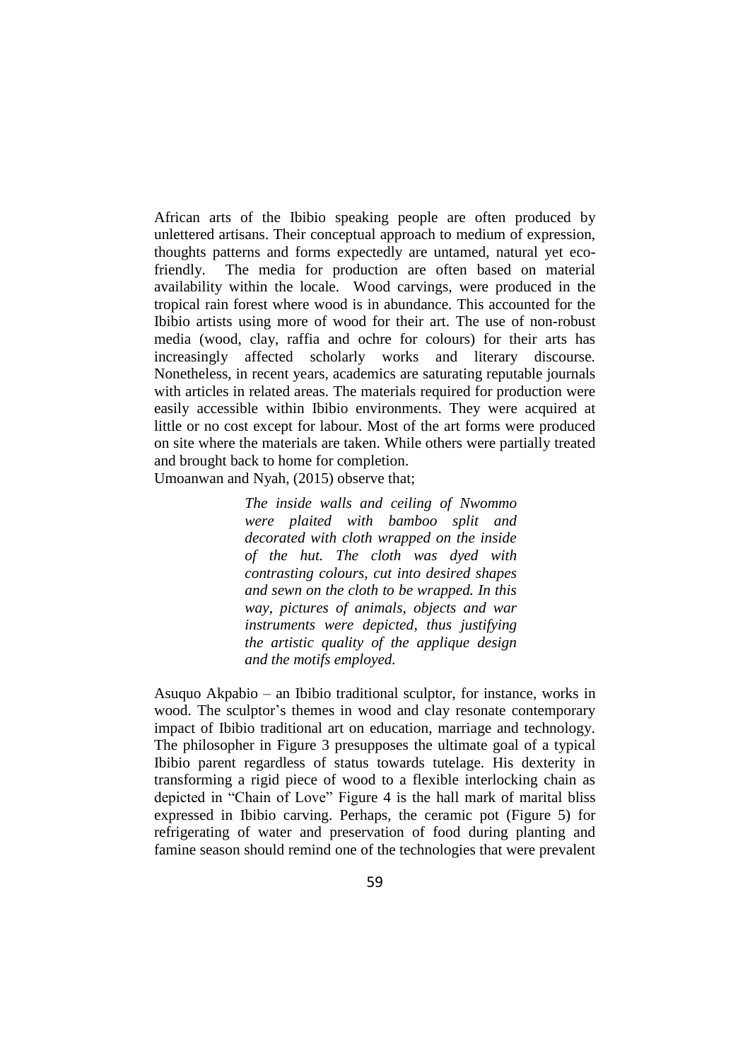African arts of the Ibibio speaking people are often produced by unlettered artisans. Their conceptual approach to medium of expression, thoughts patterns and forms expectedly are untamed, natural yet eco-friendly. The media for production are often based on material availability within the locale. Wood carvings, were produced in the tropical rain forest where wood is in abundance. This accounted for the Ibibio artists using more of wood for their art. The use of non-robust media (wood, clay, raffia and ochre for colours) for their arts has increasingly affected scholarly works and literary discourse. Nonetheless, in recent years, academics are saturating reputable journals with articles in related areas. The materials required for production were easily accessible within Ibibio environments. They were acquired at little or no cost except for labour. Most of the art forms were produced on site where the materials are taken. While others were partially treated and brought back to home for completion.

Umoanwan and Nyah, (2015) observe that;

> *The inside walls and ceiling of Nwommo were plaited with bamboo split and decorated with cloth wrapped on the inside of the hut. The cloth was dyed with contrasting colours, cut into desired shapes and sewn on the cloth to be wrapped. In this way, pictures of animals, objects and war instruments were depicted, thus justifying the artistic quality of the applique design and the motifs employed.*

Asuquo Akpabio – an Ibibio traditional sculptor, for instance, works in wood. The sculptor's themes in wood and clay resonate contemporary impact of Ibibio traditional art on education, marriage and technology. The philosopher in Figure 3 presupposes the ultimate goal of a typical Ibibio parent regardless of status towards tutelage. His dexterity in transforming a rigid piece of wood to a flexible interlocking chain as depicted in "Chain of Love" Figure 4 is the hall mark of marital bliss expressed in Ibibio carving. Perhaps, the ceramic pot (Figure 5) for refrigerating of water and preservation of food during planting and famine season should remind one of the technologies that were prevalent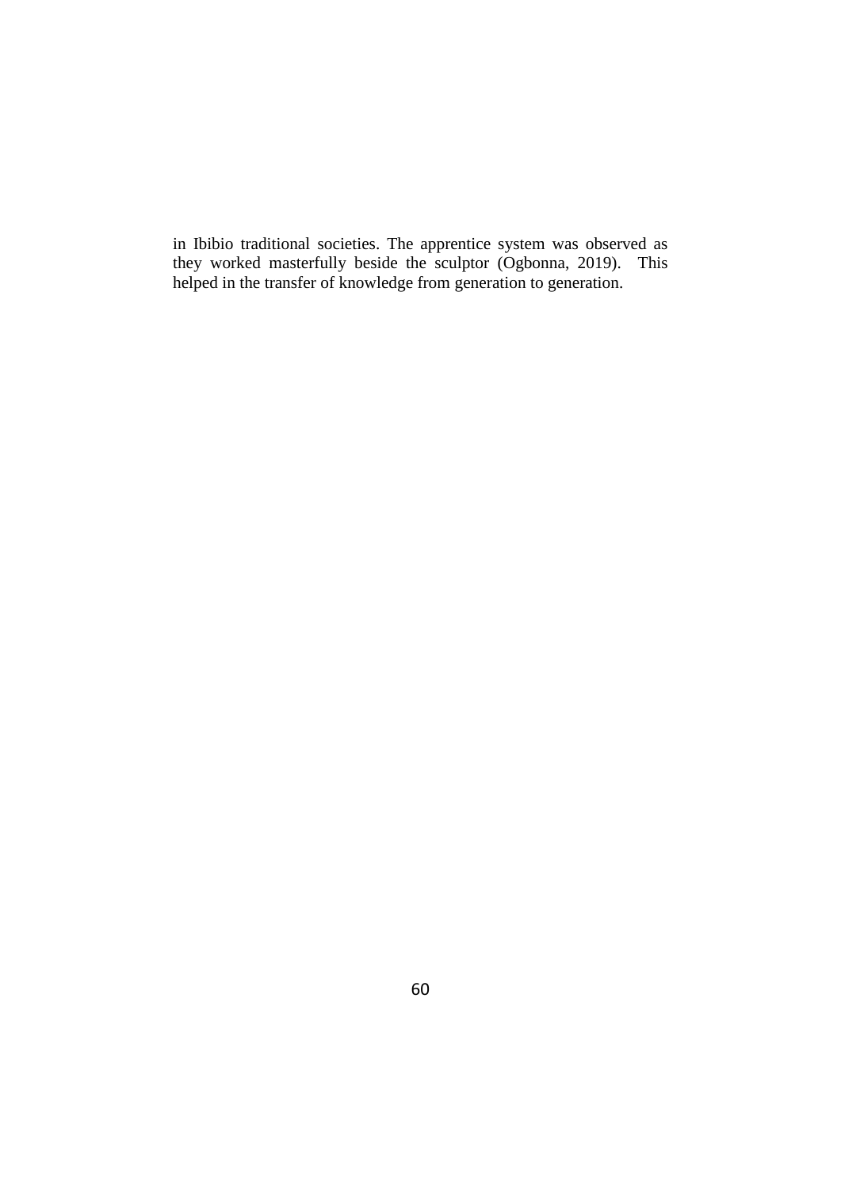in Ibibio traditional societies. The apprentice system was observed as they worked masterfully beside the sculptor (Ogbonna, 2019). This helped in the transfer of knowledge from generation to generation.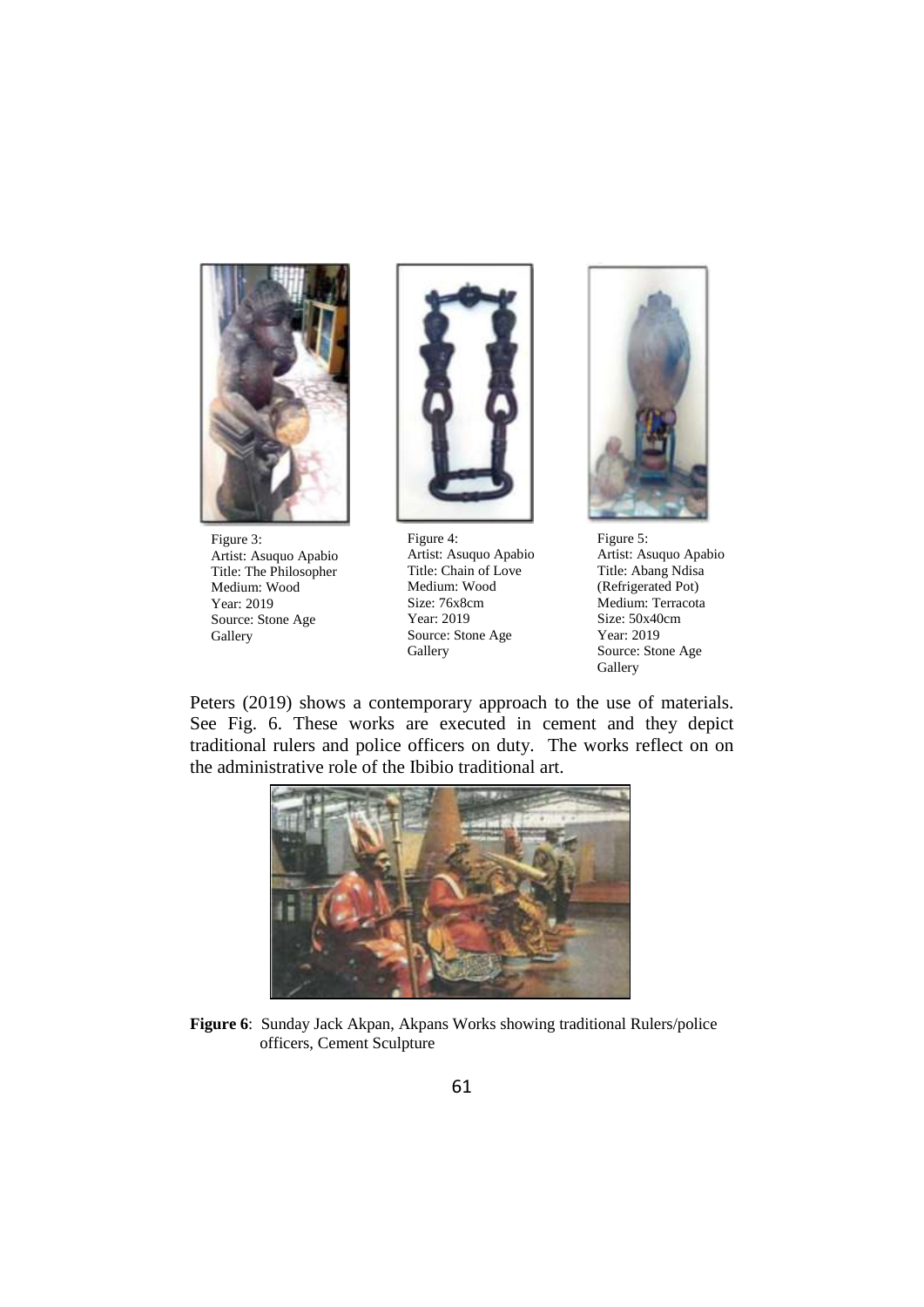Figure 3:
Artist: Asuquo Apabio
Title: The Philosopher
Medium: Wood
Year: 2019
Source: Stone Age Gallery

Figure 4:
Artist: Asuquo Apabio
Title: Chain of Love
Medium: Wood
Size: 76x8cm
Year: 2019
Source: Stone Age Gallery

Figure 5:
Artist: Asuquo Apabio
Title: Abang Ndisa (Refrigerated Pot)
Medium: Terracota
Size: 50x40cm
Year: 2019
Source: Stone Age Gallery

Peters (2019) shows a contemporary approach to the use of materials. See Fig. 6. These works are executed in cement and they depict traditional rulers and police officers on duty. The works reflect on on the administrative role of the Ibibio traditional art.

**Figure 6**: Sunday Jack Akpan, Akpans Works showing traditional Rulers/police officers, Cement Sculpture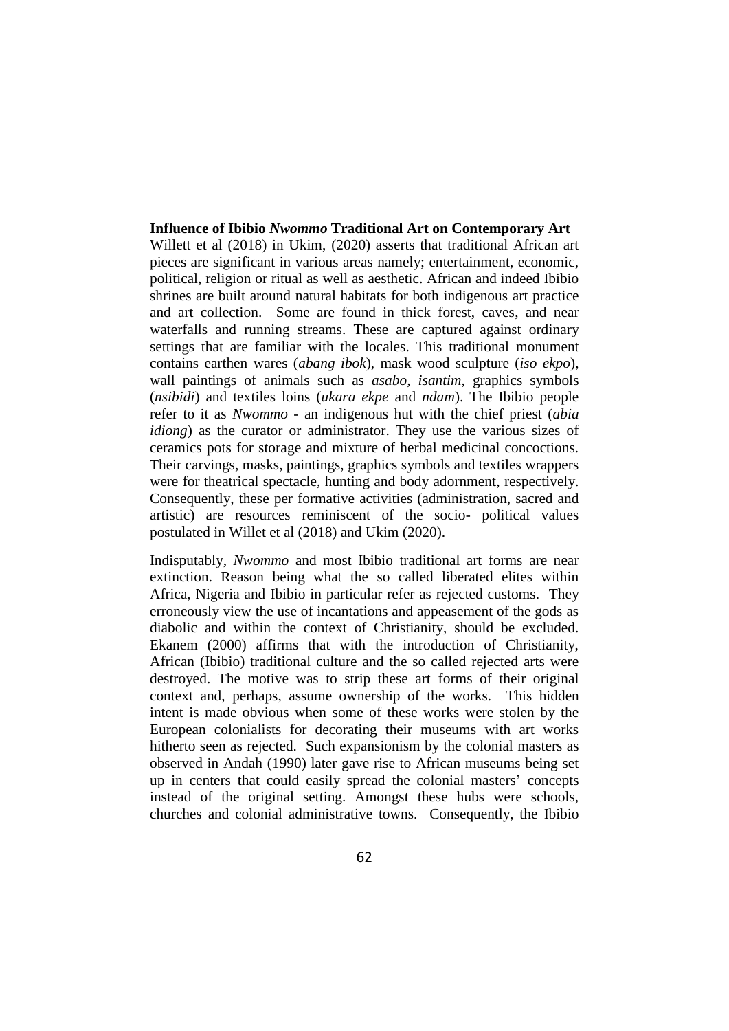**Influence of Ibibio *Nwommo* Traditional Art on Contemporary Art**

Willett et al (2018) in Ukim, (2020) asserts that traditional African art pieces are significant in various areas namely; entertainment, economic, political, religion or ritual as well as aesthetic. African and indeed Ibibio shrines are built around natural habitats for both indigenous art practice and art collection. Some are found in thick forest, caves, and near waterfalls and running streams. These are captured against ordinary settings that are familiar with the locales. This traditional monument contains earthen wares (*abang ibok*), mask wood sculpture (*iso ekpo*), wall paintings of animals such as *asabo*, *isantim*, graphics symbols (*nsibidi*) and textiles loins (*ukara ekpe* and *ndam*). The Ibibio people refer to it as *Nwommo* - an indigenous hut with the chief priest (*abia idiong*) as the curator or administrator. They use the various sizes of ceramics pots for storage and mixture of herbal medicinal concoctions. Their carvings, masks, paintings, graphics symbols and textiles wrappers were for theatrical spectacle, hunting and body adornment, respectively. Consequently, these per formative activities (administration, sacred and artistic) are resources reminiscent of the socio- political values postulated in Willet et al (2018) and Ukim (2020).

Indisputably, *Nwommo* and most Ibibio traditional art forms are near extinction. Reason being what the so called liberated elites within Africa, Nigeria and Ibibio in particular refer as rejected customs. They erroneously view the use of incantations and appeasement of the gods as diabolic and within the context of Christianity, should be excluded. Ekanem (2000) affirms that with the introduction of Christianity, African (Ibibio) traditional culture and the so called rejected arts were destroyed. The motive was to strip these art forms of their original context and, perhaps, assume ownership of the works. This hidden intent is made obvious when some of these works were stolen by the European colonialists for decorating their museums with art works hitherto seen as rejected. Such expansionism by the colonial masters as observed in Andah (1990) later gave rise to African museums being set up in centers that could easily spread the colonial masters' concepts instead of the original setting. Amongst these hubs were schools, churches and colonial administrative towns. Consequently, the Ibibio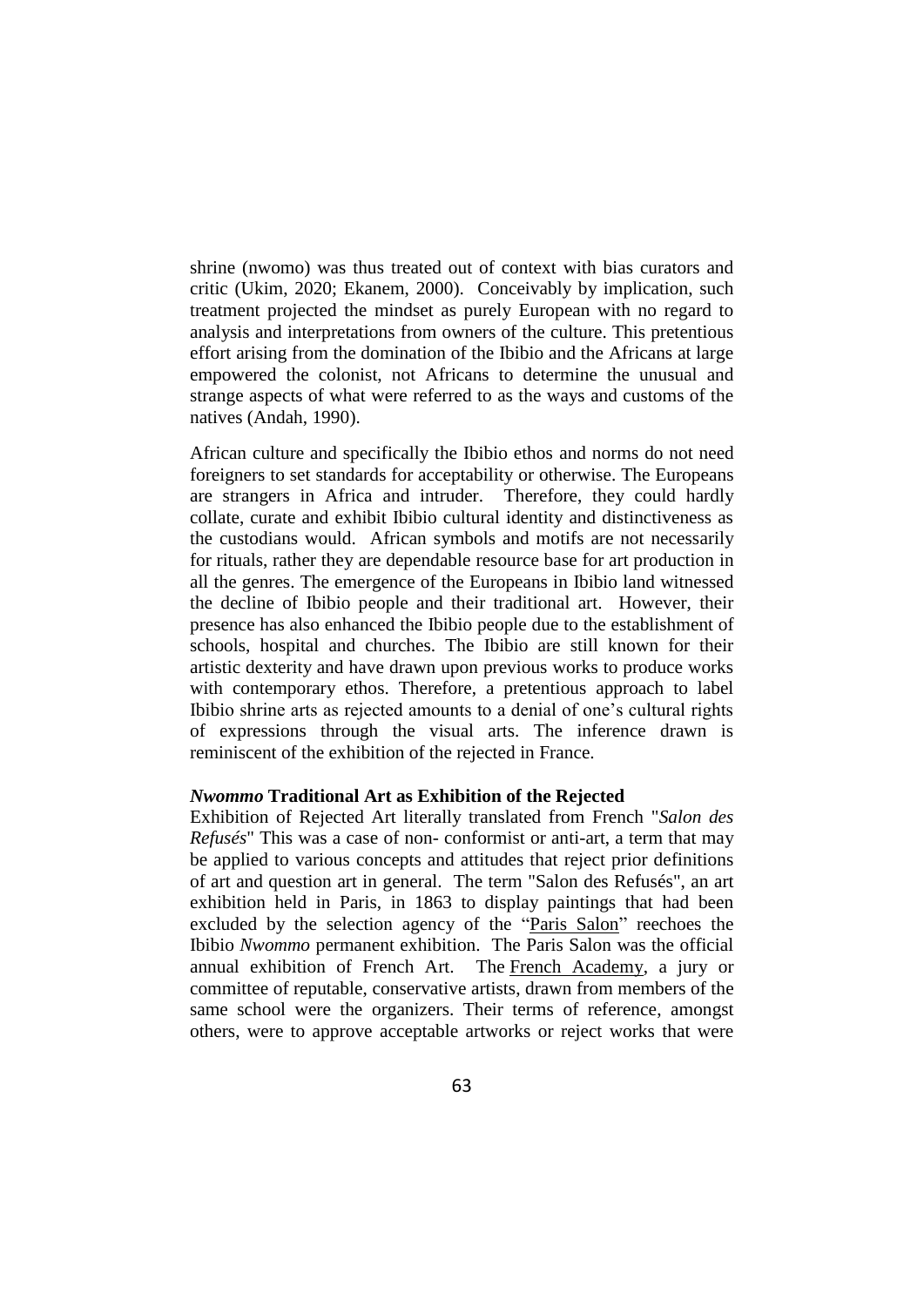shrine (nwomo) was thus treated out of context with bias curators and critic (Ukim, 2020; Ekanem, 2000). Conceivably by implication, such treatment projected the mindset as purely European with no regard to analysis and interpretations from owners of the culture. This pretentious effort arising from the domination of the Ibibio and the Africans at large empowered the colonist, not Africans to determine the unusual and strange aspects of what were referred to as the ways and customs of the natives (Andah, 1990).

African culture and specifically the Ibibio ethos and norms do not need foreigners to set standards for acceptability or otherwise. The Europeans are strangers in Africa and intruder. Therefore, they could hardly collate, curate and exhibit Ibibio cultural identity and distinctiveness as the custodians would. African symbols and motifs are not necessarily for rituals, rather they are dependable resource base for art production in all the genres. The emergence of the Europeans in Ibibio land witnessed the decline of Ibibio people and their traditional art. However, their presence has also enhanced the Ibibio people due to the establishment of schools, hospital and churches. The Ibibio are still known for their artistic dexterity and have drawn upon previous works to produce works with contemporary ethos. Therefore, a pretentious approach to label Ibibio shrine arts as rejected amounts to a denial of one's cultural rights of expressions through the visual arts. The inference drawn is reminiscent of the exhibition of the rejected in France.

### *Nwommo* Traditional Art as Exhibition of the Rejected

Exhibition of Rejected Art literally translated from French "*Salon des Refusés*" This was a case of non- conformist or anti-art, a term that may be applied to various concepts and attitudes that reject prior definitions of art and question art in general. The term "Salon des Refusés", an art exhibition held in Paris, in 1863 to display paintings that had been excluded by the selection agency of the "Paris Salon" reechoes the Ibibio *Nwommo* permanent exhibition. The Paris Salon was the official annual exhibition of French Art. The French Academy, a jury or committee of reputable, conservative artists, drawn from members of the same school were the organizers. Their terms of reference, amongst others, were to approve acceptable artworks or reject works that were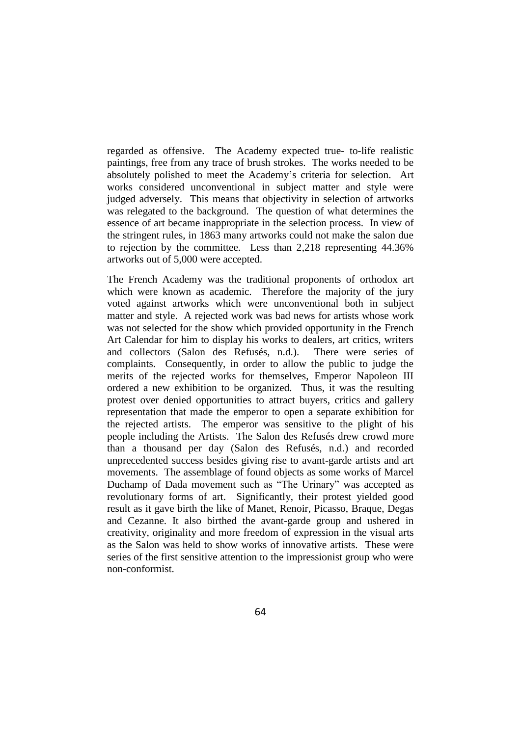regarded as offensive. The Academy expected true- to-life realistic paintings, free from any trace of brush strokes. The works needed to be absolutely polished to meet the Academy's criteria for selection. Art works considered unconventional in subject matter and style were judged adversely. This means that objectivity in selection of artworks was relegated to the background. The question of what determines the essence of art became inappropriate in the selection process. In view of the stringent rules, in 1863 many artworks could not make the salon due to rejection by the committee. Less than 2,218 representing 44.36% artworks out of 5,000 were accepted.

The French Academy was the traditional proponents of orthodox art which were known as academic. Therefore the majority of the jury voted against artworks which were unconventional both in subject matter and style. A rejected work was bad news for artists whose work was not selected for the show which provided opportunity in the French Art Calendar for him to display his works to dealers, art critics, writers and collectors (Salon des Refusés, n.d.). There were series of complaints. Consequently, in order to allow the public to judge the merits of the rejected works for themselves, Emperor Napoleon III ordered a new exhibition to be organized. Thus, it was the resulting protest over denied opportunities to attract buyers, critics and gallery representation that made the emperor to open a separate exhibition for the rejected artists. The emperor was sensitive to the plight of his people including the Artists. The Salon des Refusés drew crowd more than a thousand per day (Salon des Refusés, n.d.) and recorded unprecedented success besides giving rise to avant-garde artists and art movements. The assemblage of found objects as some works of Marcel Duchamp of Dada movement such as "The Urinary" was accepted as revolutionary forms of art. Significantly, their protest yielded good result as it gave birth the like of Manet, Renoir, Picasso, Braque, Degas and Cezanne. It also birthed the avant-garde group and ushered in creativity, originality and more freedom of expression in the visual arts as the Salon was held to show works of innovative artists. These were series of the first sensitive attention to the impressionist group who were non-conformist.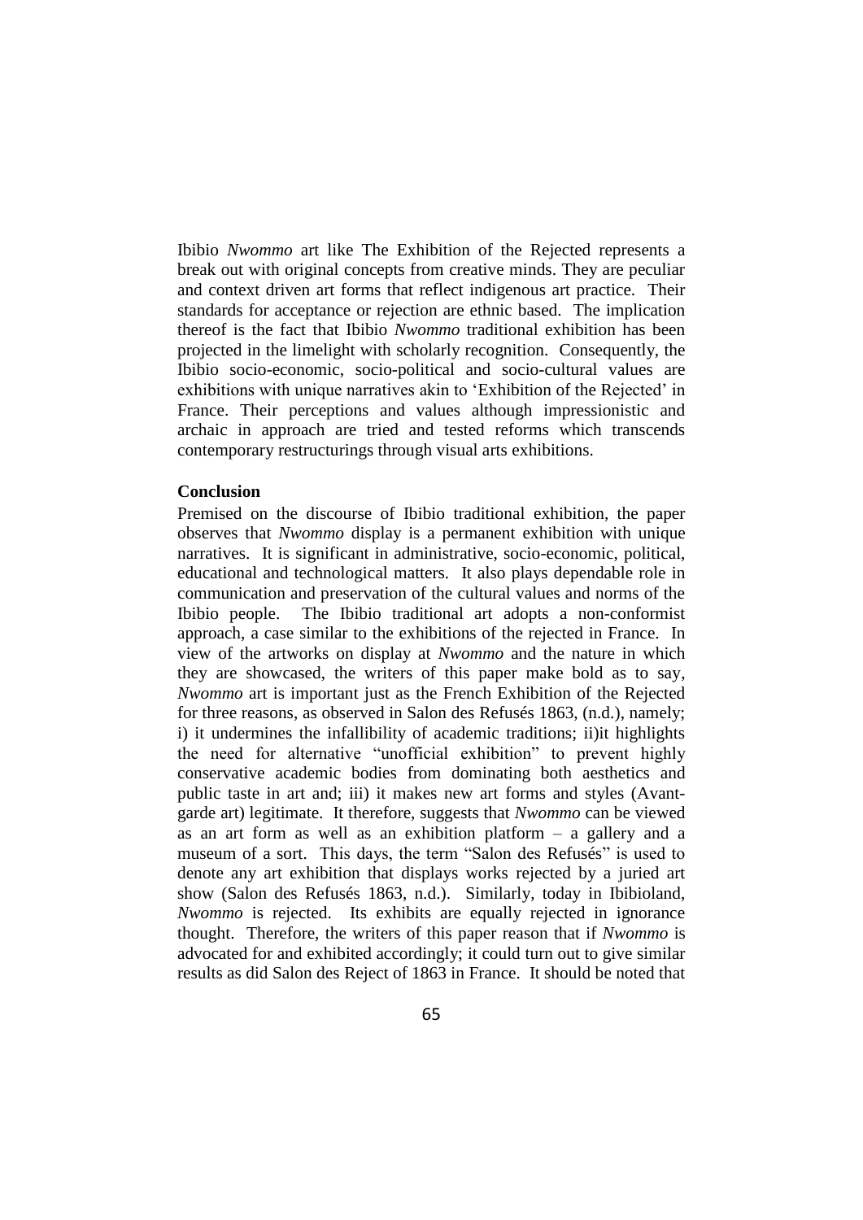Ibibio *Nwommo* art like The Exhibition of the Rejected represents a break out with original concepts from creative minds. They are peculiar and context driven art forms that reflect indigenous art practice. Their standards for acceptance or rejection are ethnic based. The implication thereof is the fact that Ibibio *Nwommo* traditional exhibition has been projected in the limelight with scholarly recognition. Consequently, the Ibibio socio-economic, socio-political and socio-cultural values are exhibitions with unique narratives akin to 'Exhibition of the Rejected' in France. Their perceptions and values although impressionistic and archaic in approach are tried and tested reforms which transcends contemporary restructurings through visual arts exhibitions.

**Conclusion**

Premised on the discourse of Ibibio traditional exhibition, the paper observes that *Nwommo* display is a permanent exhibition with unique narratives. It is significant in administrative, socio-economic, political, educational and technological matters. It also plays dependable role in communication and preservation of the cultural values and norms of the Ibibio people. The Ibibio traditional art adopts a non-conformist approach, a case similar to the exhibitions of the rejected in France. In view of the artworks on display at *Nwommo* and the nature in which they are showcased, the writers of this paper make bold as to say, *Nwommo* art is important just as the French Exhibition of the Rejected for three reasons, as observed in Salon des Refusés 1863, (n.d.), namely; i) it undermines the infallibility of academic traditions; ii)it highlights the need for alternative "unofficial exhibition" to prevent highly conservative academic bodies from dominating both aesthetics and public taste in art and; iii) it makes new art forms and styles (Avant-garde art) legitimate. It therefore, suggests that *Nwommo* can be viewed as an art form as well as an exhibition platform – a gallery and a museum of a sort. This days, the term "Salon des Refusés" is used to denote any art exhibition that displays works rejected by a juried art show (Salon des Refusés 1863, n.d.). Similarly, today in Ibibioland, *Nwommo* is rejected. Its exhibits are equally rejected in ignorance thought. Therefore, the writers of this paper reason that if *Nwommo* is advocated for and exhibited accordingly; it could turn out to give similar results as did Salon des Reject of 1863 in France. It should be noted that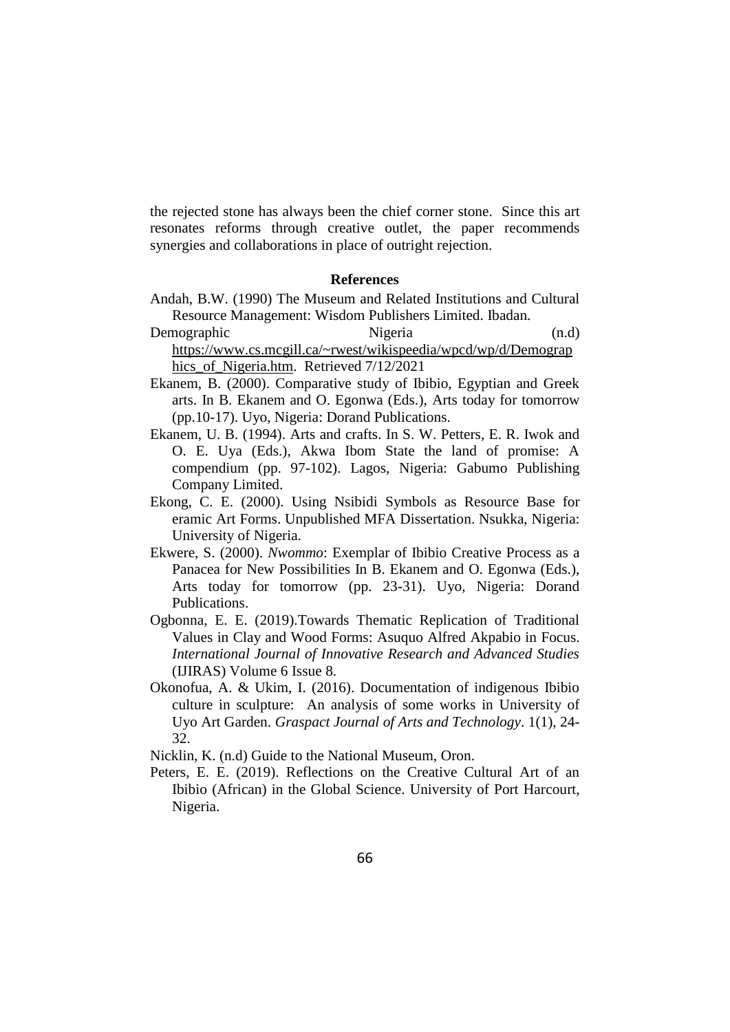the rejected stone has always been the chief corner stone. Since this art resonates reforms through creative outlet, the paper recommends synergies and collaborations in place of outright rejection.

**References**

Andah, B.W. (1990) The Museum and Related Institutions and Cultural Resource Management: Wisdom Publishers Limited. Ibadan.

Demographic Nigeria (n.d) https://www.cs.mcgill.ca/~rwest/wikispeedia/wpcd/wp/d/Demographics_of_Nigeria.htm. Retrieved 7/12/2021

Ekanem, B. (2000). Comparative study of Ibibio, Egyptian and Greek arts. In B. Ekanem and O. Egonwa (Eds.), Arts today for tomorrow (pp.10-17). Uyo, Nigeria: Dorand Publications.

Ekanem, U. B. (1994). Arts and crafts. In S. W. Petters, E. R. Iwok and O. E. Uya (Eds.), Akwa Ibom State the land of promise: A compendium (pp. 97-102). Lagos, Nigeria: Gabumo Publishing Company Limited.

Ekong, C. E. (2000). Using Nsibidi Symbols as Resource Base for eramic Art Forms. Unpublished MFA Dissertation. Nsukka, Nigeria: University of Nigeria.

Ekwere, S. (2000). *Nwommo*: Exemplar of Ibibio Creative Process as a Panacea for New Possibilities In B. Ekanem and O. Egonwa (Eds.), Arts today for tomorrow (pp. 23-31). Uyo, Nigeria: Dorand Publications.

Ogbonna, E. E. (2019).Towards Thematic Replication of Traditional Values in Clay and Wood Forms: Asuquo Alfred Akpabio in Focus. *International Journal of Innovative Research and Advanced Studies* (IJIRAS) Volume 6 Issue 8.

Okonofua, A. & Ukim, I. (2016). Documentation of indigenous Ibibio culture in sculpture: An analysis of some works in University of Uyo Art Garden. *Graspact Journal of Arts and Technology*. 1(1), 24-32.

Nicklin, K. (n.d) Guide to the National Museum, Oron.

Peters, E. E. (2019). Reflections on the Creative Cultural Art of an Ibibio (African) in the Global Science. University of Port Harcourt, Nigeria.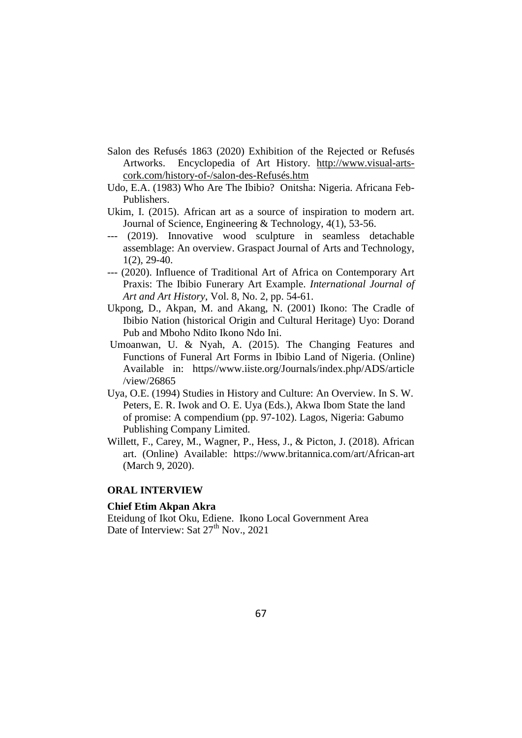Salon des Refusés 1863 (2020) Exhibition of the Rejected or Refusés Artworks. Encyclopedia of Art History. http://www.visual-arts-cork.com/history-of-/salon-des-Refusés.htm

Udo, E.A. (1983) Who Are The Ibibio? Onitsha: Nigeria. Africana Feb-Publishers.

Ukim, I. (2015). African art as a source of inspiration to modern art. Journal of Science, Engineering & Technology, 4(1), 53-56.

--- (2019). Innovative wood sculpture in seamless detachable assemblage: An overview. Graspact Journal of Arts and Technology, 1(2), 29-40.

--- (2020). Influence of Traditional Art of Africa on Contemporary Art Praxis: The Ibibio Funerary Art Example. *International Journal of Art and Art History*, Vol. 8, No. 2, pp. 54-61.

Ukpong, D., Akpan, M. and Akang, N. (2001) Ikono: The Cradle of Ibibio Nation (historical Origin and Cultural Heritage) Uyo: Dorand Pub and Mboho Ndito Ikono Ndo Ini.

Umoanwan, U. & Nyah, A. (2015). The Changing Features and Functions of Funeral Art Forms in Ibibio Land of Nigeria. (Online) Available in: https//www.iiste.org/Journals/index.php/ADS/article/view/26865

Uya, O.E. (1994) Studies in History and Culture: An Overview. In S. W. Peters, E. R. Iwok and O. E. Uya (Eds.), Akwa Ibom State the land of promise: A compendium (pp. 97-102). Lagos, Nigeria: Gabumo Publishing Company Limited.

Willett, F., Carey, M., Wagner, P., Hess, J., & Picton, J. (2018). African art. (Online) Available: https://www.britannica.com/art/African-art (March 9, 2020).

## ORAL INTERVIEW

**Chief Etim Akpan Akra**

Eteidung of Ikot Oku, Ediene. Ikono Local Government Area
Date of Interview: Sat 27th Nov., 2021